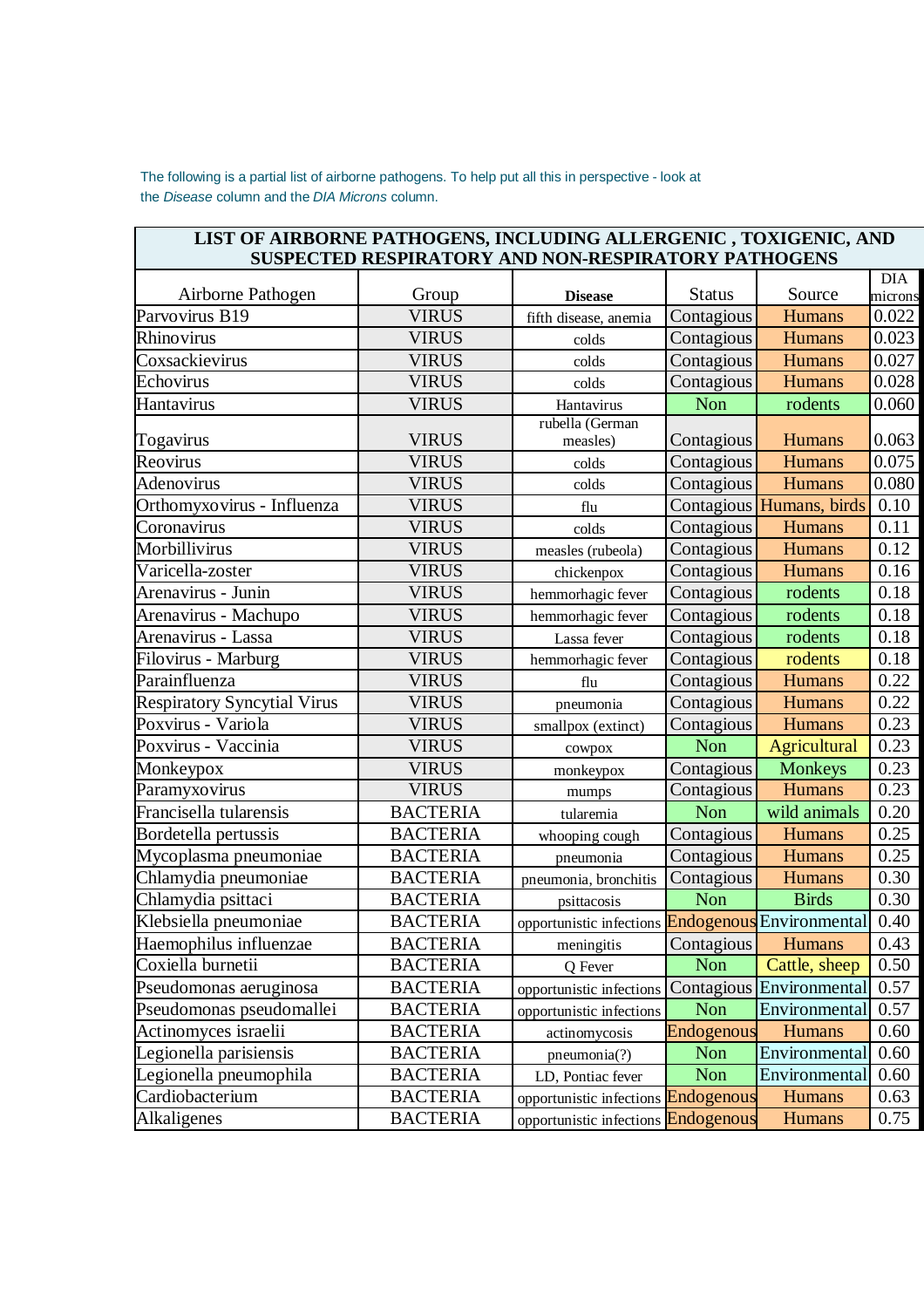The following is a partial list of airborne pathogens. To help put all this in perspective - look at the *Disease* column and the *DIA Microns* column.

**LIST OF AIRBORNE PATHOGENS, INCLUDING ALLERGENIC , TOXIGENIC, AND SUSPECTED RESPIRATORY AND NON-RESPIRATORY PATHOGENS**

| Airborne Pathogen | Group | **Disease** | Status | Source | DIA microns |
|---|---|---|---|---|---|
| Parvovirus B19 | VIRUS | fifth disease, anemia | Contagious | Humans | 0.022 |
| Rhinovirus | VIRUS | colds | Contagious | Humans | 0.023 |
| Coxsackievirus | VIRUS | colds | Contagious | Humans | 0.027 |
| Echovirus | VIRUS | colds | Contagious | Humans | 0.028 |
| Hantavirus | VIRUS | Hantavirus | Non | rodents | 0.060 |
| Togavirus | VIRUS | rubella (German measles) | Contagious | Humans | 0.063 |
| Reovirus | VIRUS | colds | Contagious | Humans | 0.075 |
| Adenovirus | VIRUS | colds | Contagious | Humans | 0.080 |
| Orthomyxovirus - Influenza | VIRUS | flu | Contagious | Humans, birds | 0.10 |
| Coronavirus | VIRUS | colds | Contagious | Humans | 0.11 |
| Morbillivirus | VIRUS | measles (rubeola) | Contagious | Humans | 0.12 |
| Varicella-zoster | VIRUS | chickenpox | Contagious | Humans | 0.16 |
| Arenavirus - Junin | VIRUS | hemmorhagic fever | Contagious | rodents | 0.18 |
| Arenavirus - Machupo | VIRUS | hemmorhagic fever | Contagious | rodents | 0.18 |
| Arenavirus - Lassa | VIRUS | Lassa fever | Contagious | rodents | 0.18 |
| Filovirus - Marburg | VIRUS | hemmorhagic fever | Contagious | rodents | 0.18 |
| Parainfluenza | VIRUS | flu | Contagious | Humans | 0.22 |
| Respiratory Syncytial Virus | VIRUS | pneumonia | Contagious | Humans | 0.22 |
| Poxvirus - Variola | VIRUS | smallpox (extinct) | Contagious | Humans | 0.23 |
| Poxvirus - Vaccinia | VIRUS | cowpox | Non | Agricultural | 0.23 |
| Monkeypox | VIRUS | monkeypox | Contagious | Monkeys | 0.23 |
| Paramyxovirus | VIRUS | mumps | Contagious | Humans | 0.23 |
| Francisella tularensis | BACTERIA | tularemia | Non | wild animals | 0.20 |
| Bordetella pertussis | BACTERIA | whooping cough | Contagious | Humans | 0.25 |
| Mycoplasma pneumoniae | BACTERIA | pneumonia | Contagious | Humans | 0.25 |
| Chlamydia pneumoniae | BACTERIA | pneumonia, bronchitis | Contagious | Humans | 0.30 |
| Chlamydia psittaci | BACTERIA | psittacosis | Non | Birds | 0.30 |
| Klebsiella pneumoniae | BACTERIA | opportunistic infections | Endogenous | Environmental | 0.40 |
| Haemophilus influenzae | BACTERIA | meningitis | Contagious | Humans | 0.43 |
| Coxiella burnetii | BACTERIA | Q Fever | Non | Cattle, sheep | 0.50 |
| Pseudomonas aeruginosa | BACTERIA | opportunistic infections | Contagious | Environmental | 0.57 |
| Pseudomonas pseudomallei | BACTERIA | opportunistic infections | Non | Environmental | 0.57 |
| Actinomyces israelii | BACTERIA | actinomycosis | Endogenous | Humans | 0.60 |
| Legionella parisiensis | BACTERIA | pneumonia(?) | Non | Environmental | 0.60 |
| Legionella pneumophila | BACTERIA | LD, Pontiac fever | Non | Environmental | 0.60 |
| Cardiobacterium | BACTERIA | opportunistic infections | Endogenous | Humans | 0.63 |
| Alkaligenes | BACTERIA | opportunistic infections | Endogenous | Humans | 0.75 |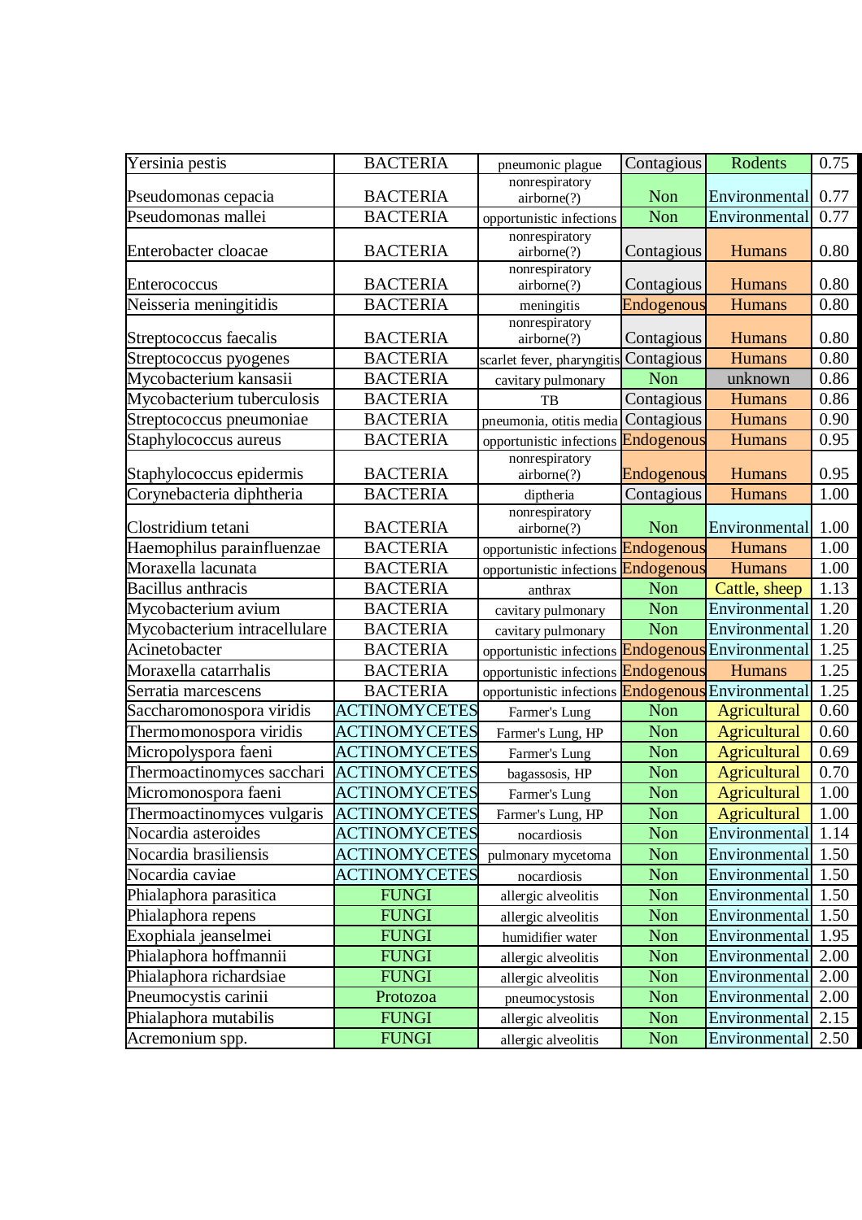| | | | | | |
|---|---|---|---|---|---|
| Yersinia pestis | BACTERIA | pneumonic plague | Contagious | Rodents | 0.75 |
| Pseudomonas cepacia | BACTERIA | nonrespiratory airborne(?) | Non | Environmental | 0.77 |
| Pseudomonas mallei | BACTERIA | opportunistic infections | Non | Environmental | 0.77 |
| Enterobacter cloacae | BACTERIA | nonrespiratory airborne(?) | Contagious | Humans | 0.80 |
| Enterococcus | BACTERIA | nonrespiratory airborne(?) | Contagious | Humans | 0.80 |
| Neisseria meningitidis | BACTERIA | meningitis | Endogenous | Humans | 0.80 |
| Streptococcus faecalis | BACTERIA | nonrespiratory airborne(?) | Contagious | Humans | 0.80 |
| Streptococcus pyogenes | BACTERIA | scarlet fever, pharyngitis | Contagious | Humans | 0.80 |
| Mycobacterium kansasii | BACTERIA | cavitary pulmonary | Non | unknown | 0.86 |
| Mycobacterium tuberculosis | BACTERIA | TB | Contagious | Humans | 0.86 |
| Streptococcus pneumoniae | BACTERIA | pneumonia, otitis media | Contagious | Humans | 0.90 |
| Staphylococcus aureus | BACTERIA | opportunistic infections | Endogenous | Humans | 0.95 |
| Staphylococcus epidermis | BACTERIA | nonrespiratory airborne(?) | Endogenous | Humans | 0.95 |
| Corynebacteria diphtheria | BACTERIA | diptheria | Contagious | Humans | 1.00 |
| Clostridium tetani | BACTERIA | nonrespiratory airborne(?) | Non | Environmental | 1.00 |
| Haemophilus parainfluenzae | BACTERIA | opportunistic infections | Endogenous | Humans | 1.00 |
| Moraxella lacunata | BACTERIA | opportunistic infections | Endogenous | Humans | 1.00 |
| Bacillus anthracis | BACTERIA | anthrax | Non | Cattle, sheep | 1.13 |
| Mycobacterium avium | BACTERIA | cavitary pulmonary | Non | Environmental | 1.20 |
| Mycobacterium intracellulare | BACTERIA | cavitary pulmonary | Non | Environmental | 1.20 |
| Acinetobacter | BACTERIA | opportunistic infections | Endogenous | Environmental | 1.25 |
| Moraxella catarrhalis | BACTERIA | opportunistic infections | Endogenous | Humans | 1.25 |
| Serratia marcescens | BACTERIA | opportunistic infections | Endogenous | Environmental | 1.25 |
| Saccharomonospora viridis | ACTINOMYCETES | Farmer's Lung | Non | Agricultural | 0.60 |
| Thermomonospora viridis | ACTINOMYCETES | Farmer's Lung, HP | Non | Agricultural | 0.60 |
| Micropolyspora faeni | ACTINOMYCETES | Farmer's Lung | Non | Agricultural | 0.69 |
| Thermoactinomyces sacchari | ACTINOMYCETES | bagassosis, HP | Non | Agricultural | 0.70 |
| Micromonospora faeni | ACTINOMYCETES | Farmer's Lung | Non | Agricultural | 1.00 |
| Thermoactinomyces vulgaris | ACTINOMYCETES | Farmer's Lung, HP | Non | Agricultural | 1.00 |
| Nocardia asteroides | ACTINOMYCETES | nocardiosis | Non | Environmental | 1.14 |
| Nocardia brasiliensis | ACTINOMYCETES | pulmonary mycetoma | Non | Environmental | 1.50 |
| Nocardia caviae | ACTINOMYCETES | nocardiosis | Non | Environmental | 1.50 |
| Phialaphora parasitica | FUNGI | allergic alveolitis | Non | Environmental | 1.50 |
| Phialaphora repens | FUNGI | allergic alveolitis | Non | Environmental | 1.50 |
| Exophiala jeanselmei | FUNGI | humidifier water | Non | Environmental | 1.95 |
| Phialaphora hoffmannii | FUNGI | allergic alveolitis | Non | Environmental | 2.00 |
| Phialaphora richardsiae | FUNGI | allergic alveolitis | Non | Environmental | 2.00 |
| Pneumocystis carinii | Protozoa | pneumocystosis | Non | Environmental | 2.00 |
| Phialaphora mutabilis | FUNGI | allergic alveolitis | Non | Environmental | 2.15 |
| Acremonium spp. | FUNGI | allergic alveolitis | Non | Environmental | 2.50 |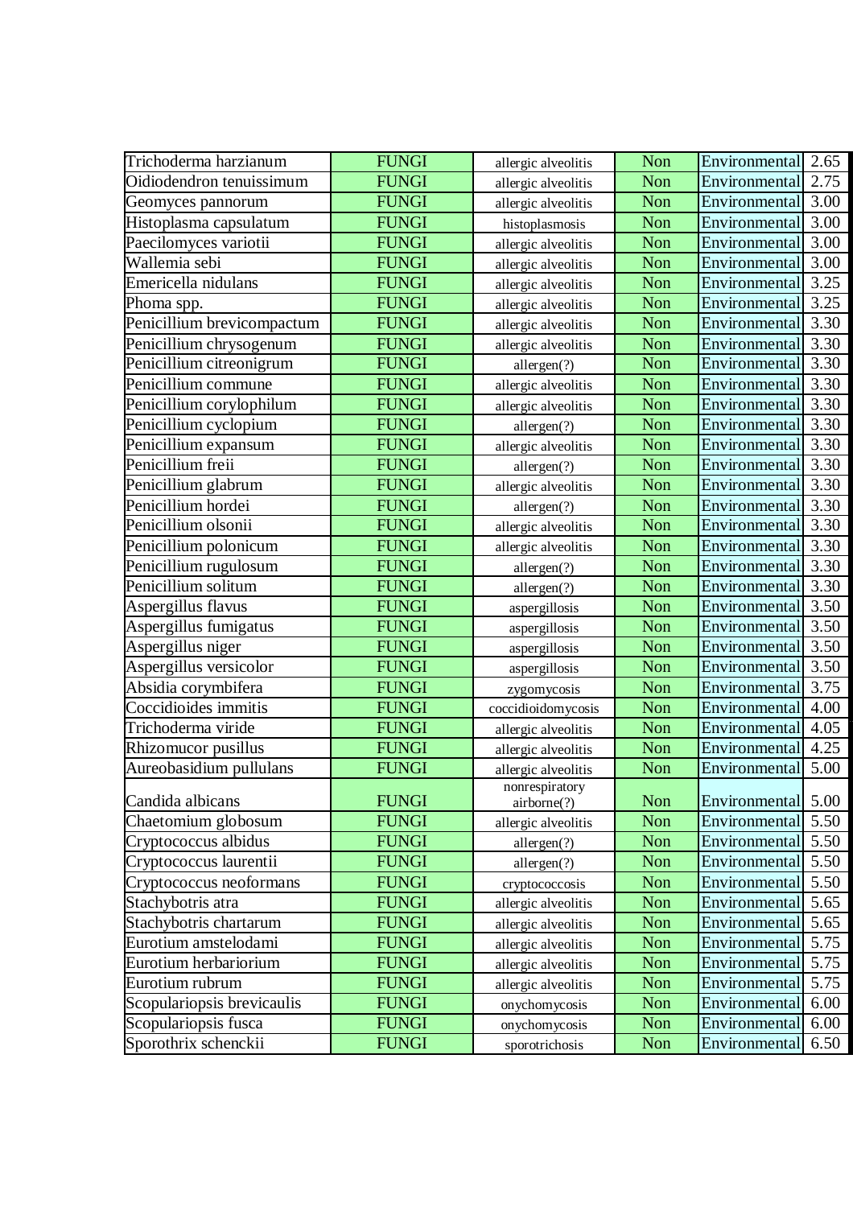| | | | | | |
|---|---|---|---|---|---|
| Trichoderma harzianum | FUNGI | allergic alveolitis | Non | Environmental | 2.65 |
| Oidiodendron tenuissimum | FUNGI | allergic alveolitis | Non | Environmental | 2.75 |
| Geomyces pannorum | FUNGI | allergic alveolitis | Non | Environmental | 3.00 |
| Histoplasma capsulatum | FUNGI | histoplasmosis | Non | Environmental | 3.00 |
| Paecilomyces variotii | FUNGI | allergic alveolitis | Non | Environmental | 3.00 |
| Wallemia sebi | FUNGI | allergic alveolitis | Non | Environmental | 3.00 |
| Emericella nidulans | FUNGI | allergic alveolitis | Non | Environmental | 3.25 |
| Phoma spp. | FUNGI | allergic alveolitis | Non | Environmental | 3.25 |
| Penicillium brevicompactum | FUNGI | allergic alveolitis | Non | Environmental | 3.30 |
| Penicillium chrysogenum | FUNGI | allergic alveolitis | Non | Environmental | 3.30 |
| Penicillium citreonigrum | FUNGI | allergen(?) | Non | Environmental | 3.30 |
| Penicillium commune | FUNGI | allergic alveolitis | Non | Environmental | 3.30 |
| Penicillium corylophilum | FUNGI | allergic alveolitis | Non | Environmental | 3.30 |
| Penicillium cyclopium | FUNGI | allergen(?) | Non | Environmental | 3.30 |
| Penicillium expansum | FUNGI | allergic alveolitis | Non | Environmental | 3.30 |
| Penicillium freii | FUNGI | allergen(?) | Non | Environmental | 3.30 |
| Penicillium glabrum | FUNGI | allergic alveolitis | Non | Environmental | 3.30 |
| Penicillium hordei | FUNGI | allergen(?) | Non | Environmental | 3.30 |
| Penicillium olsonii | FUNGI | allergic alveolitis | Non | Environmental | 3.30 |
| Penicillium polonicum | FUNGI | allergic alveolitis | Non | Environmental | 3.30 |
| Penicillium rugulosum | FUNGI | allergen(?) | Non | Environmental | 3.30 |
| Penicillium solitum | FUNGI | allergen(?) | Non | Environmental | 3.30 |
| Aspergillus flavus | FUNGI | aspergillosis | Non | Environmental | 3.50 |
| Aspergillus fumigatus | FUNGI | aspergillosis | Non | Environmental | 3.50 |
| Aspergillus niger | FUNGI | aspergillosis | Non | Environmental | 3.50 |
| Aspergillus versicolor | FUNGI | aspergillosis | Non | Environmental | 3.50 |
| Absidia corymbifera | FUNGI | zygomycosis | Non | Environmental | 3.75 |
| Coccidioides immitis | FUNGI | coccidioidomycosis | Non | Environmental | 4.00 |
| Trichoderma viride | FUNGI | allergic alveolitis | Non | Environmental | 4.05 |
| Rhizomucor pusillus | FUNGI | allergic alveolitis | Non | Environmental | 4.25 |
| Aureobasidium pullulans | FUNGI | allergic alveolitis | Non | Environmental | 5.00 |
| Candida albicans | FUNGI | nonrespiratory airborne(?) | Non | Environmental | 5.00 |
| Chaetomium globosum | FUNGI | allergic alveolitis | Non | Environmental | 5.50 |
| Cryptococcus albidus | FUNGI | allergen(?) | Non | Environmental | 5.50 |
| Cryptococcus laurentii | FUNGI | allergen(?) | Non | Environmental | 5.50 |
| Cryptococcus neoformans | FUNGI | cryptococcosis | Non | Environmental | 5.50 |
| Stachybotris atra | FUNGI | allergic alveolitis | Non | Environmental | 5.65 |
| Stachybotris chartarum | FUNGI | allergic alveolitis | Non | Environmental | 5.65 |
| Eurotium amstelodami | FUNGI | allergic alveolitis | Non | Environmental | 5.75 |
| Eurotium herbariorium | FUNGI | allergic alveolitis | Non | Environmental | 5.75 |
| Eurotium rubrum | FUNGI | allergic alveolitis | Non | Environmental | 5.75 |
| Scopulariopsis brevicaulis | FUNGI | onychomycosis | Non | Environmental | 6.00 |
| Scopulariopsis fusca | FUNGI | onychomycosis | Non | Environmental | 6.00 |
| Sporothrix schenckii | FUNGI | sporotrichosis | Non | Environmental | 6.50 |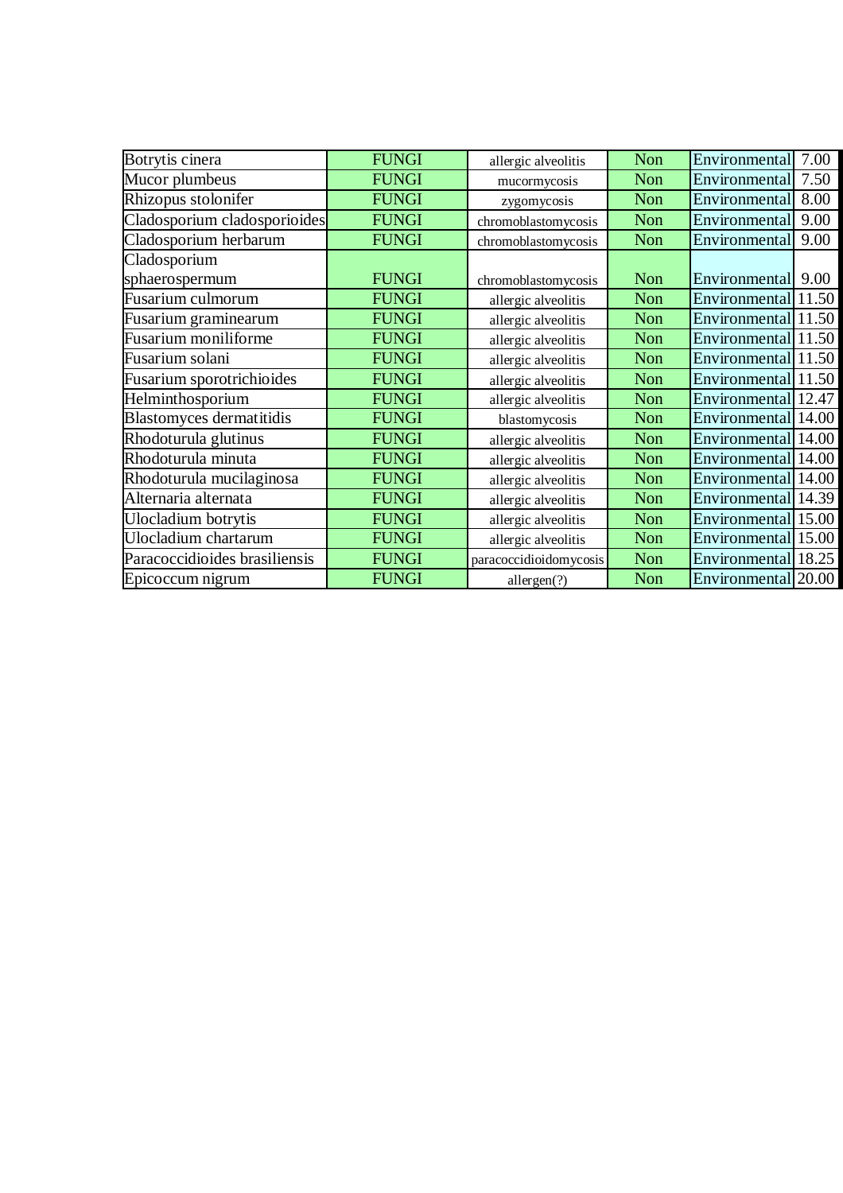| | | | | | |
|---|---|---|---|---|---|
| Botrytis cinera | FUNGI | allergic alveolitis | Non | Environmental | 7.00 |
| Mucor plumbeus | FUNGI | mucormycosis | Non | Environmental | 7.50 |
| Rhizopus stolonifer | FUNGI | zygomycosis | Non | Environmental | 8.00 |
| Cladosporium cladosporioides | FUNGI | chromoblastomycosis | Non | Environmental | 9.00 |
| Cladosporium herbarum | FUNGI | chromoblastomycosis | Non | Environmental | 9.00 |
| Cladosporium sphaerospermum | FUNGI | chromoblastomycosis | Non | Environmental | 9.00 |
| Fusarium culmorum | FUNGI | allergic alveolitis | Non | Environmental | 11.50 |
| Fusarium graminearum | FUNGI | allergic alveolitis | Non | Environmental | 11.50 |
| Fusarium moniliforme | FUNGI | allergic alveolitis | Non | Environmental | 11.50 |
| Fusarium solani | FUNGI | allergic alveolitis | Non | Environmental | 11.50 |
| Fusarium sporotrichioides | FUNGI | allergic alveolitis | Non | Environmental | 11.50 |
| Helminthosporium | FUNGI | allergic alveolitis | Non | Environmental | 12.47 |
| Blastomyces dermatitidis | FUNGI | blastomycosis | Non | Environmental | 14.00 |
| Rhodoturula glutinus | FUNGI | allergic alveolitis | Non | Environmental | 14.00 |
| Rhodoturula minuta | FUNGI | allergic alveolitis | Non | Environmental | 14.00 |
| Rhodoturula mucilaginosa | FUNGI | allergic alveolitis | Non | Environmental | 14.00 |
| Alternaria alternata | FUNGI | allergic alveolitis | Non | Environmental | 14.39 |
| Ulocladium botrytis | FUNGI | allergic alveolitis | Non | Environmental | 15.00 |
| Ulocladium chartarum | FUNGI | allergic alveolitis | Non | Environmental | 15.00 |
| Paracoccidioides brasiliensis | FUNGI | paracoccidioidomycosis | Non | Environmental | 18.25 |
| Epicoccum nigrum | FUNGI | allergen(?) | Non | Environmental | 20.00 |